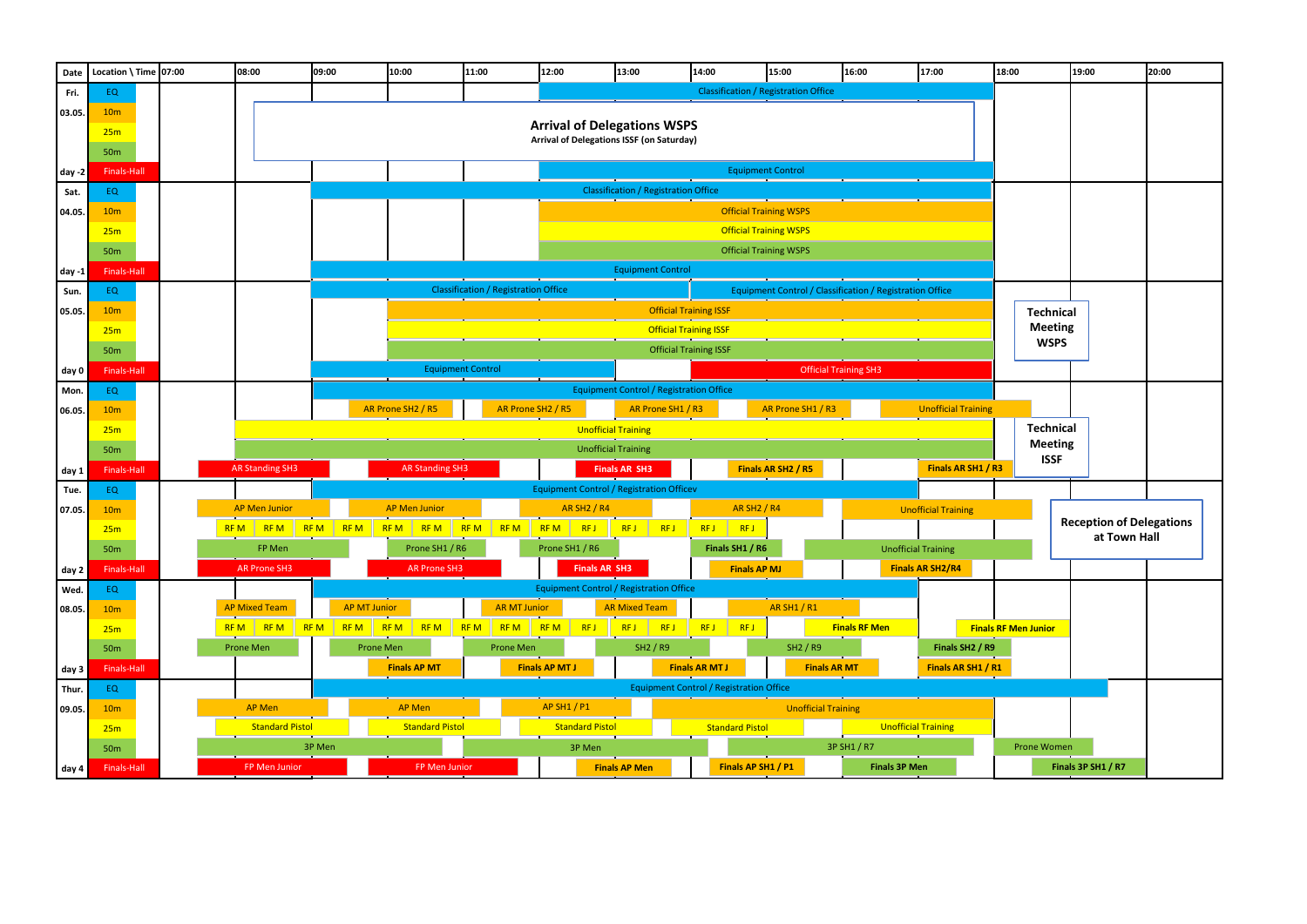| Date | Location \ Time | 07:00 | 08:00 | 09:00 | 10:00 | 11:00 | 12:00 | 13:00 | 14:00 | 15:00 | 16:00 | 17:00 | 18:00 | 19:00 | 20:00 |
|---|---|---|---|---|---|---|---|---|---|---|---|---|---|---|---|
| Fri. | EQ | | | | | | Classification / Registration Office | | | | | | | | |
| 03.05. | 10m | | **Arrival of Delegations WSPS** Arrival of Delegations ISSF (on Saturday) | | | | | | | | | | | | |
| | 25m | | | | | | | | | | | | | | |
| | 50m | | | | | | | | | | | | | | |
| day -2 | Finals-Hall | | | | | | Equipment Control | | | | | | | | |
| Sat. | EQ | | | Classification / Registration Office | | | | | | | | | | | |
| 04.05. | 10m | | | | | | Official Training WSPS | | | | | | | | |
| | 25m | | | | | | Official Training WSPS | | | | | | | | |
| | 50m | | | | | | Official Training WSPS | | | | | | | | |
| day -1 | Finals-Hall | | | Equipment Control | | | | | | | | | | | |
| Sun. | EQ | | | Classification / Registration Office | | | | | Equipment Control / Classification / Registration Office | | | | | | |
| 05.05. | 10m | | | | Official Training ISSF | | | | | | | | **Technical Meeting WSPS** | | |
| | 25m | | | | Official Training ISSF | | | | | | | | | | |
| | 50m | | | | Official Training ISSF | | | | | | | | | | |
| day 0 | Finals-Hall | | | Equipment Control | | | | | Official Training SH3 | | | | | | |
| Mon. | EQ | | | Equipment Control / Registration Office | | | | | | | | | | | |
| 06.05. | 10m | | | AR Prone SH2 / R5 | | AR Prone SH2 / R5 | | AR Prone SH1 / R3 | AR Prone SH1 / R3 | | Unofficial Training | | | | |
| | 25m | | Unofficial Training | | | | | | | | | | **Technical Meeting ISSF** | | |
| | 50m | | Unofficial Training | | | | | | | | | | | | |
| day 1 | Finals-Hall | AR Standing SH3 | | AR Standing SH3 | | | **Finals AR SH3** | | **Finals AR SH2 / R5** | | | **Finals AR SH1 / R3** | | | |
| Tue. | EQ | | | Equipment Control / Registration Officev | | | | | | | | | | | |
| 07.05. | 10m | AP Men Junior | | AP Men Junior | | AR SH2 / R4 | | AR SH2 / R4 | | | Unofficial Training | | **Reception of Delegations at Town Hall** | | |
| | 25m | RF M | RF M; RF M | RF M; RF M | RF M; RF M | RF M; RF M | RF J; RF J | RF J; RF J | RF J | | | | | | |
| | 50m | FP Men | | | Prone SH1 / R6 | Prone SH1 / R6 | | | **Finals SH1 / R6** | Unofficial Training | | | | | |
| day 2 | Finals-Hall | AR Prone SH3 | | AR Prone SH3 | | | **Finals AR SH3** | | **Finals AP MJ** | | **Finals AR SH2/R4** | | | | |
| Wed. | EQ | | | Equipment Control / Registration Office | | | | | | | | | | | |
| 08.05. | 10m | AP Mixed Team | | AR MT Junior | | AR MT Junior | AR Mixed Team | | AR SH1 / R1 | | | | | | |
| | 25m | RF M | RF M; RF M | RF M; RF M | RF M; RF M | RF M; RF M | RF J; RF J | RF J; RF J | RF J | **Finals RF Men** | | **Finals RF Men Junior** | | | |
| | 50m | Prone Men | | Prone Men | | Prone Men | SH2 / R9 | | SH2 / R9 | | | **Finals SH2 / R9** | | | |
| day 3 | Finals-Hall | | | **Finals AP MT** | | **Finals AP MT J** | | **Finals AR MT J** | | **Finals AR MT** | | **Finals AR SH1 / R1** | | | |
| Thur. | EQ | | | Equipment Control / Registration Office | | | | | | | | | | | |
| 09.05. | 10m | AP Men | | AP Men | | AP SH1 / P1 | | Unofficial Training | | | | | | | |
| | 25m | Standard Pistol | | Standard Pistol | | Standard Pistol | | Standard Pistol | | | Unofficial Training | | | | |
| | 50m | 3P Men | | | | 3P Men | | | 3P SH1 / R7 | | | | Prone Women | | |
| day 4 | Finals-Hall | FP Men Junior | | FP Men Junior | | | **Finals AP Men** | | **Finals AP SH1 / P1** | | **Finals 3P Men** | | **Finals 3P SH1 / R7** | | |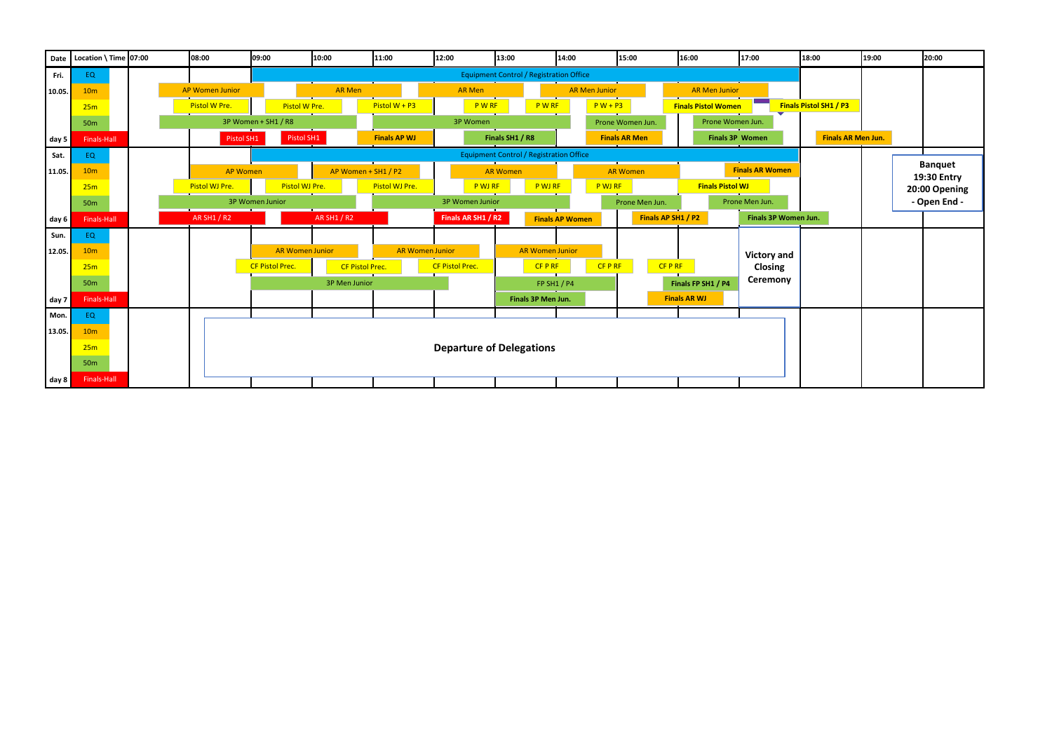| Date | Location \ Time | 07:00 | 08:00 | 09:00 | 10:00 | 11:00 | 12:00 | 13:00 | 14:00 | 15:00 | 16:00 | 17:00 | 18:00 | 19:00 | 20:00 |
|---|---|---|---|---|---|---|---|---|---|---|---|---|---|---|---|
| Fri. | EQ | | | Equipment Control / Registration Office | | | | | | | | | | | |
| 10.05. | 10m | AP Women Junior | | AR Men | | AR Men | | AR Men Junior | | AR Men Junior | | | | | |
| | 25m | Pistol W Pre. | | Pistol W Pre. | Pistol W + P3 | | P W RF | P W RF | P W + P3 | **Finals Pistol Women** | | **Finals Pistol SH1 / P3** | | | |
| | 50m | 3P Women + SH1 / R8 | | | | 3P Women | | | Prone Women Jun. | | Prone Women Jun. | | | | |
| day 5 | Finals-Hall | | Pistol SH1 | Pistol SH1 | **Finals AP WJ** | | **Finals SH1 / R8** | | **Finals AR Men** | | **Finals 3P Women** | | **Finals AR Men Jun.** | | |
| Sat. | EQ | | | Equipment Control / Registration Office | | | | | | | | | | | |
| 11.05. | 10m | | AP Women | | AP Women + SH1 / P2 | | AR Women | | AR Women | | **Finals AR Women** | | | **Banquet 19:30 Entry 20:00 Opening - Open End -** | |
| | 25m | Pistol WJ Pre. | | Pistol WJ Pre. | Pistol WJ Pre. | | P WJ RF | P WJ RF | P WJ RF | | **Finals Pistol WJ** | | | | |
| | 50m | 3P Women Junior | | | | 3P Women Junior | | | Prone Men Jun. | | Prone Men Jun. | | | | |
| day 6 | Finals-Hall | AR SH1 / R2 | | AR SH1 / R2 | | | **Finals AR SH1 / R2** | **Finals AP Women** | | **Finals AP SH1 / P2** | | **Finals 3P Women Jun.** | | | |
| Sun. | EQ | | | | | | | | | | | | | | |
| 12.05. | 10m | | | AR Women Junior | | AR Women Junior | | AR Women Junior | | | | **Victory and Closing Ceremony** | | | |
| | 25m | | CF Pistol Prec. | | CF Pistol Prec. | CF Pistol Prec. | | CF P RF | CF P RF | CF P RF | | | | | |
| | 50m | | | 3P Men Junior | | | | FP SH1 / P4 | | **Finals FP SH1 / P4** | | | | | |
| day 7 | Finals-Hall | | | | | | | **Finals 3P Men Jun.** | | **Finals AR WJ** | | | | | |
| Mon. | EQ | | | | | | | | | | | | | | |
| 13.05. | 10m | | **Departure of Delegations** | | | | | | | | | | | | |
| | 25m | | | | | | | | | | | | | | |
| | 50m | | | | | | | | | | | | | | |
| day 8 | Finals-Hall | | | | | | | | | | | | | | |